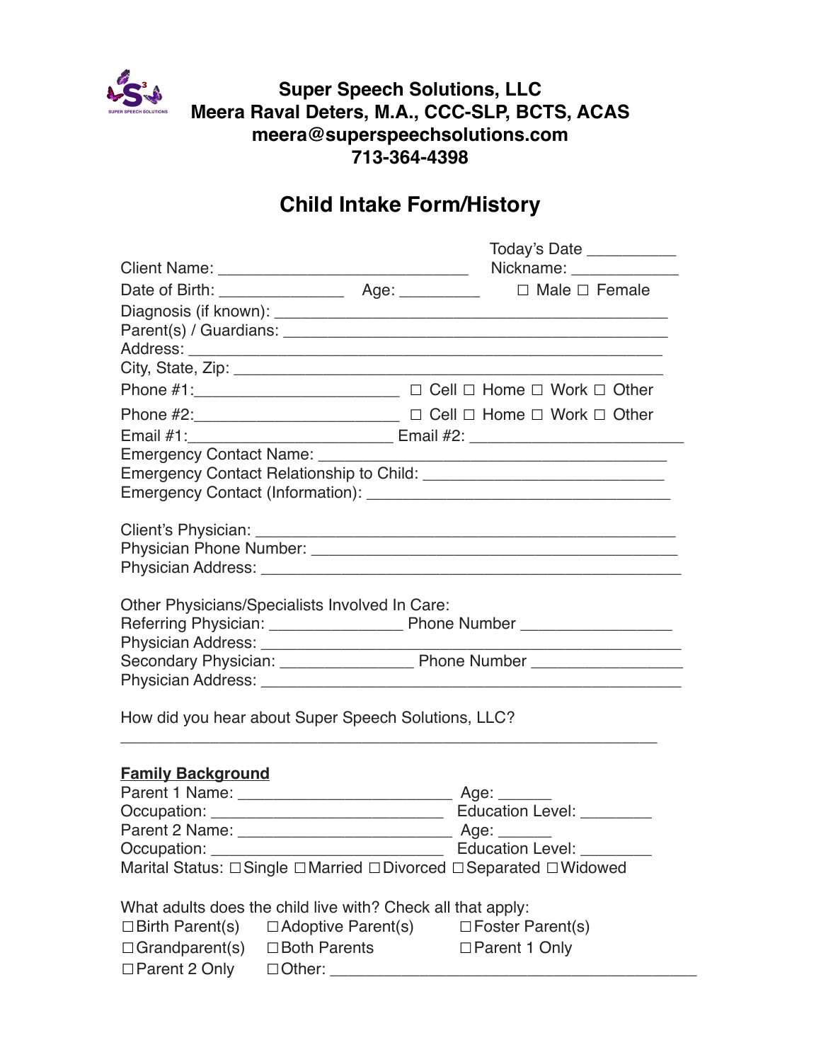**Super Speech Solutions, LLC**
**Meera Raval Deters, M.A., CCC-SLP, BCTS, ACAS**
**meera@superspeechsolutions.com**
**713-364-4398**

# Child Intake Form/History

Today's Date __________

Client Name: ____________________________ Nickname: ____________

Date of Birth: ______________ Age: _________ ☐ Male ☐ Female

Diagnosis (if known): ___________________________________________

Parent(s) / Guardians: ___________________________________________

Address: _______________________________________________________

City, State, Zip: ________________________________________________

Phone #1:______________________ ☐ Cell ☐ Home ☐ Work ☐ Other

Phone #2:______________________ ☐ Cell ☐ Home ☐ Work ☐ Other

Email #1:_____________________ Email #2: _______________________

Emergency Contact Name: ____________________________________

Emergency Contact Relationship to Child: ________________________

Emergency Contact (Information): _______________________________

Client's Physician: _______________________________________________

Physician Phone Number: __________________________________________

Physician Address: _______________________________________________

Other Physicians/Specialists Involved In Care:

Referring Physician: _______________ Phone Number _________________

Physician Address: _______________________________________________

Secondary Physician: _______________ Phone Number _________________

Physician Address: _______________________________________________

How did you hear about Super Speech Solutions, LLC?

_____________________________________________________________

**Family Background**

Parent 1 Name: _______________________ Age: ______

Occupation: _________________________ Education Level: ________

Parent 2 Name: _______________________ Age: ______

Occupation: _________________________ Education Level: ________

Marital Status: ☐Single ☐Married ☐Divorced ☐Separated ☐Widowed

What adults does the child live with? Check all that apply:

☐Birth Parent(s) ☐Adoptive Parent(s) ☐Foster Parent(s)

☐Grandparent(s) ☐Both Parents ☐Parent 1 Only

☐Parent 2 Only ☐Other: ________________________________________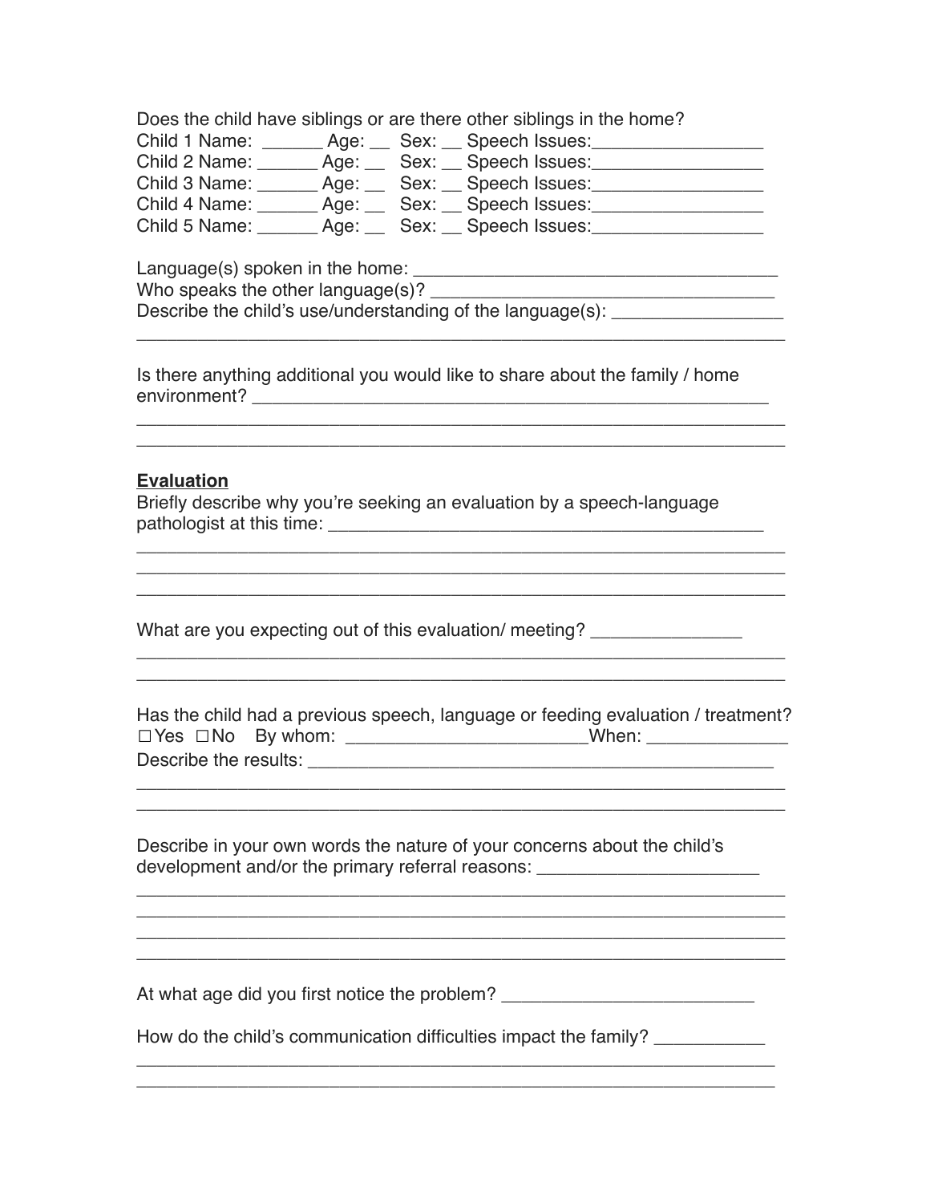Does the child have siblings or are there other siblings in the home?
Child 1 Name: ______ Age: __ Sex: __ Speech Issues:_________________
Child 2 Name: ______ Age: __ Sex: __ Speech Issues:_________________
Child 3 Name: ______ Age: __ Sex: __ Speech Issues:_________________
Child 4 Name: ______ Age: __ Sex: __ Speech Issues:_________________
Child 5 Name: ______ Age: __ Sex: __ Speech Issues:_________________

Language(s) spoken in the home: ____________________________________
Who speaks the other language(s)? __________________________________
Describe the child's use/understanding of the language(s): ________________
_______________________________________________________________

Is there anything additional you would like to share about the family / home environment? _____________________________________________________
_______________________________________________________________
_______________________________________________________________

**Evaluation**

Briefly describe why you're seeking an evaluation by a speech-language pathologist at this time: ___________________________________________
_______________________________________________________________
_______________________________________________________________
_______________________________________________________________

What are you expecting out of this evaluation/ meeting? _______________
_______________________________________________________________
_______________________________________________________________

Has the child had a previous speech, language or feeding evaluation / treatment?
☐Yes ☐No By whom: ________________________When: ______________
Describe the results: _______________________________________________
_______________________________________________________________
_______________________________________________________________

Describe in your own words the nature of your concerns about the child's development and/or the primary referral reasons: ______________________
_______________________________________________________________
_______________________________________________________________
_______________________________________________________________
_______________________________________________________________

At what age did you first notice the problem? _________________________

How do the child's communication difficulties impact the family? ___________
_______________________________________________________________
_______________________________________________________________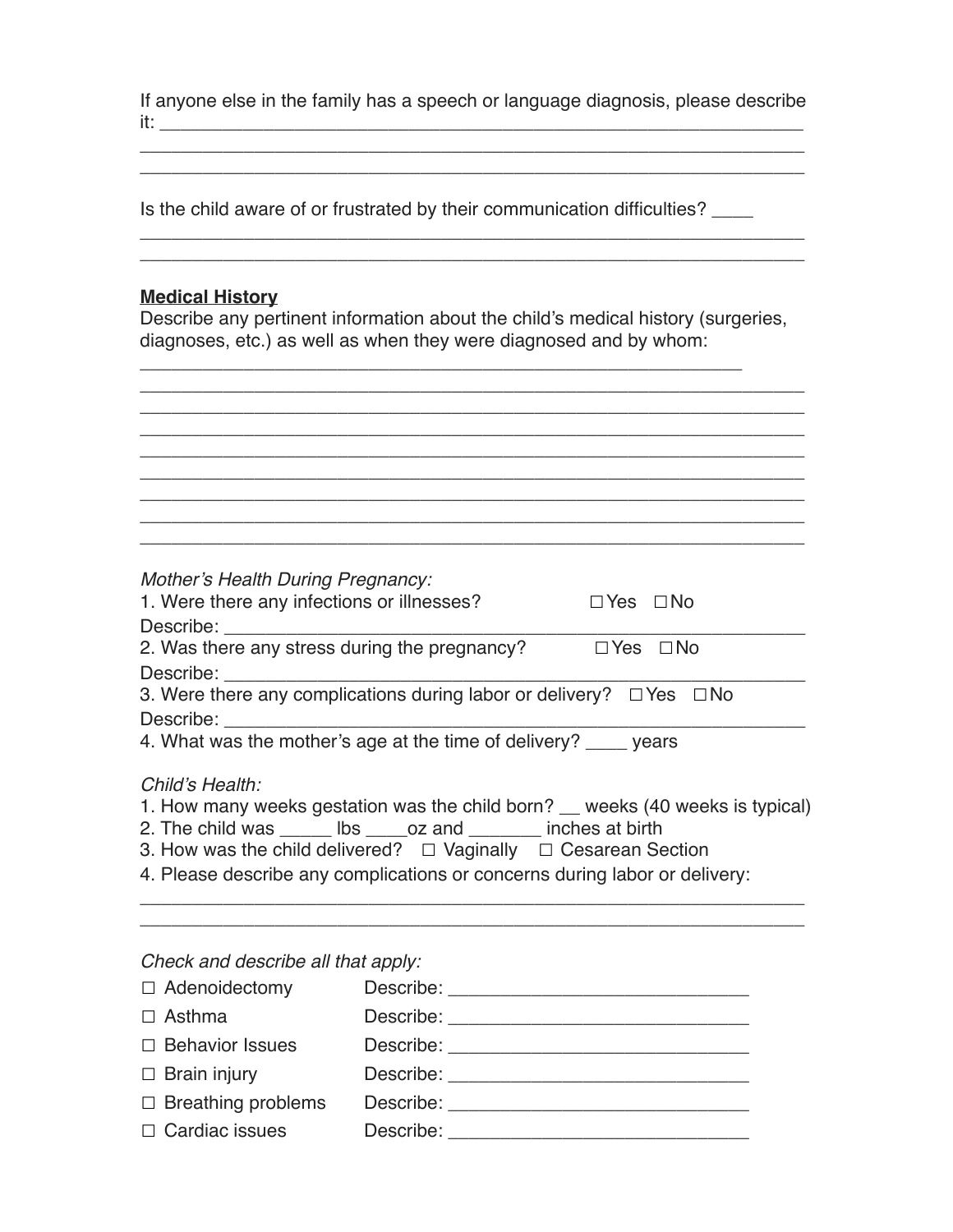If anyone else in the family has a speech or language diagnosis, please describe it: ___________________________________________________________
_______________________________________________________________
_______________________________________________________________

Is the child aware of or frustrated by their communication difficulties? ____
_______________________________________________________________
_______________________________________________________________

**Medical History**

Describe any pertinent information about the child's medical history (surgeries, diagnoses, etc.) as well as when they were diagnosed and by whom:
_________________________________________________________
_______________________________________________________________
_______________________________________________________________
_______________________________________________________________
_______________________________________________________________
_______________________________________________________________
_______________________________________________________________
_______________________________________________________________
_______________________________________________________________

*Mother's Health During Pregnancy:*

1. Were there any infections or illnesses? ☐ Yes ☐ No
Describe: _____________________________________________________
2. Was there any stress during the pregnancy? ☐ Yes ☐ No
Describe: _____________________________________________________
3. Were there any complications during labor or delivery? ☐ Yes ☐ No
Describe: _____________________________________________________
4. What was the mother's age at the time of delivery? ____ years

*Child's Health:*

1. How many weeks gestation was the child born? __ weeks (40 weeks is typical)
2. The child was _____ lbs ____oz and _______ inches at birth
3. How was the child delivered? ☐ Vaginally ☐ Cesarean Section
4. Please describe any complications or concerns during labor or delivery:
_______________________________________________________________
_______________________________________________________________

*Check and describe all that apply:*

☐ Adenoidectomy Describe: ____________________________
☐ Asthma Describe: ____________________________
☐ Behavior Issues Describe: ____________________________
☐ Brain injury Describe: ____________________________
☐ Breathing problems Describe: ____________________________
☐ Cardiac issues Describe: ____________________________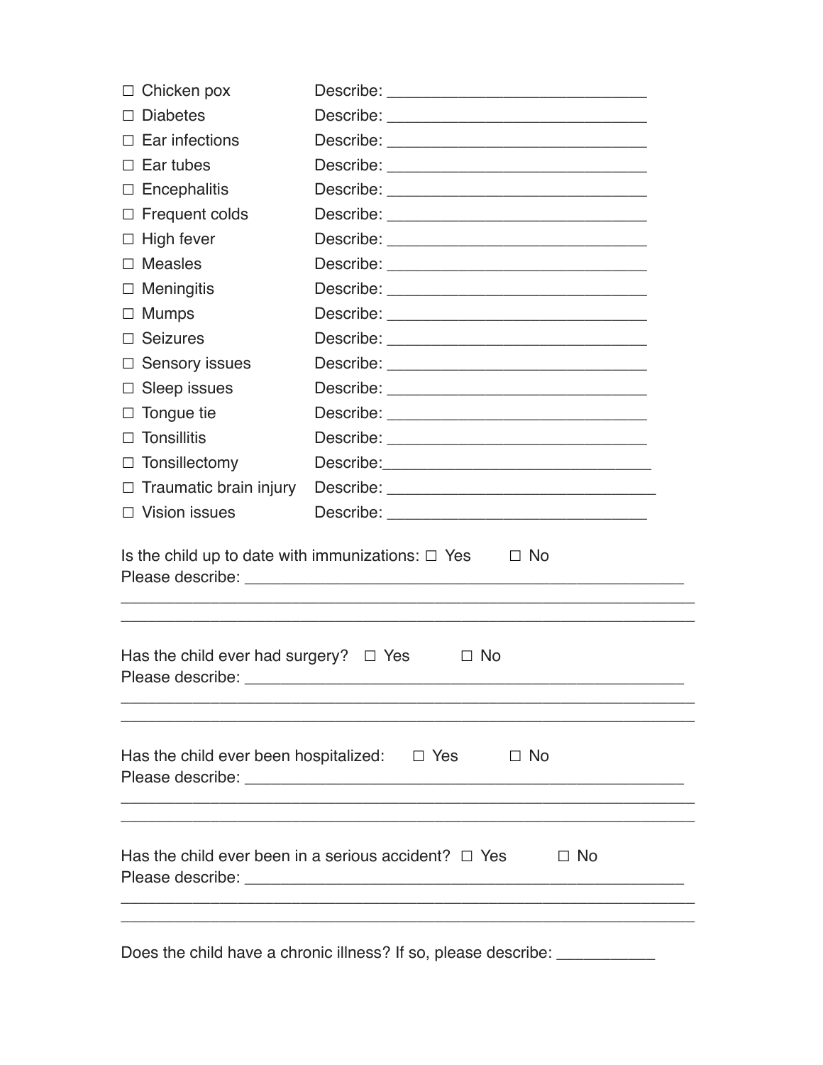☐ Chicken pox Describe: ______________________________

☐ Diabetes Describe: ______________________________

☐ Ear infections Describe: ______________________________

☐ Ear tubes Describe: ______________________________

☐ Encephalitis Describe: ______________________________

☐ Frequent colds Describe: ______________________________

☐ High fever Describe: ______________________________

☐ Measles Describe: ______________________________

☐ Meningitis Describe: ______________________________

☐ Mumps Describe: ______________________________

☐ Seizures Describe: ______________________________

☐ Sensory issues Describe: ______________________________

☐ Sleep issues Describe: ______________________________

☐ Tongue tie Describe: ______________________________

☐ Tonsillitis Describe: ______________________________

☐ Tonsillectomy Describe:______________________________

☐ Traumatic brain injury Describe: ______________________________

☐ Vision issues Describe: ______________________________

Is the child up to date with immunizations: ☐ Yes ☐ No

Please describe: ____________________________________________________

_________________________________________________________________

_________________________________________________________________

Has the child ever had surgery? ☐ Yes ☐ No

Please describe: ____________________________________________________

_________________________________________________________________

_________________________________________________________________

Has the child ever been hospitalized: ☐ Yes ☐ No

Please describe: ____________________________________________________

_________________________________________________________________

_________________________________________________________________

Has the child ever been in a serious accident? ☐ Yes ☐ No

Please describe: ____________________________________________________

_________________________________________________________________

_________________________________________________________________

Does the child have a chronic illness? If so, please describe: ___________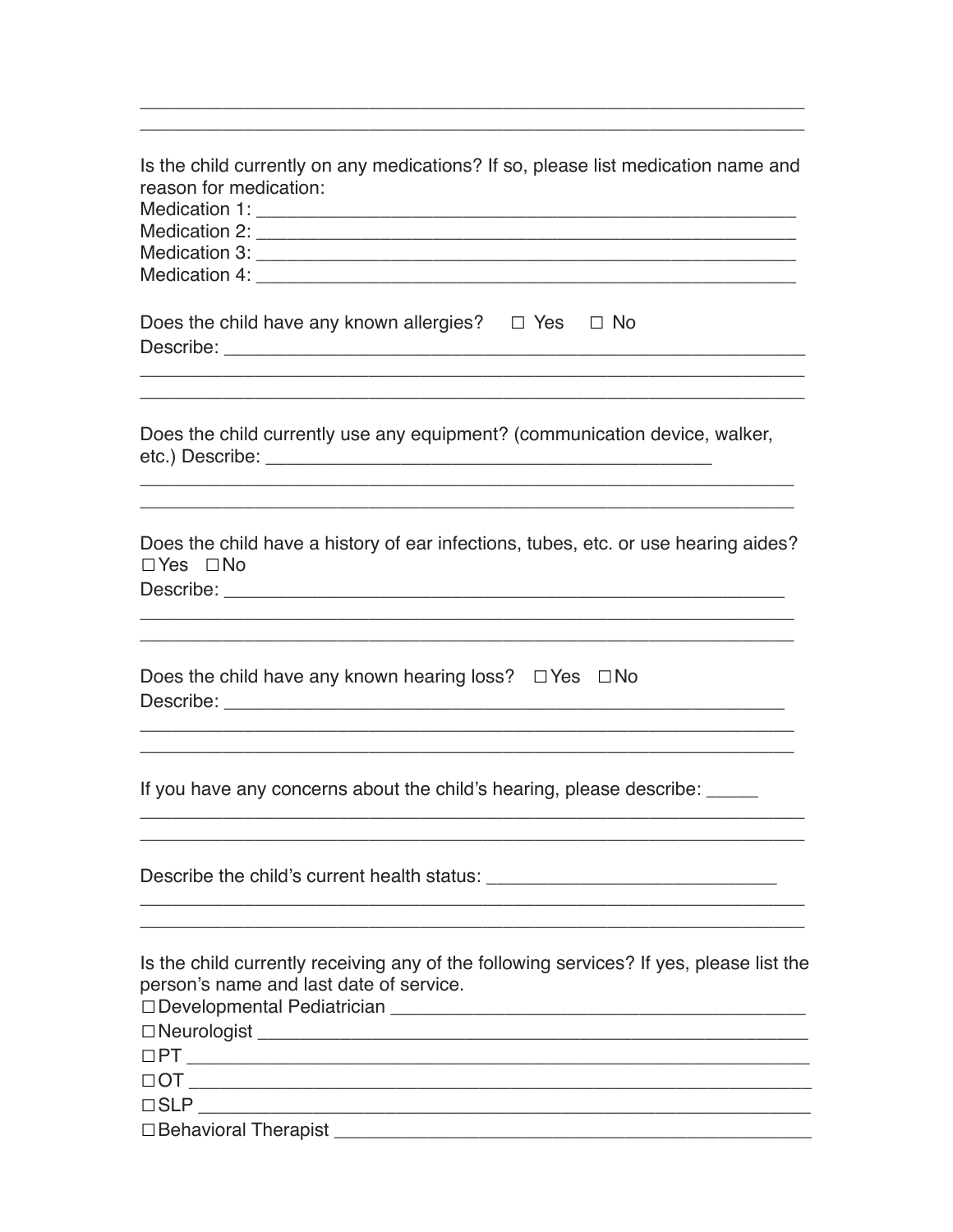\_\_\_\_\_\_\_\_\_\_\_\_\_\_\_\_\_\_\_\_\_\_\_\_\_\_\_\_\_\_\_\_\_\_\_\_\_\_\_\_\_\_\_\_\_\_\_\_\_\_\_\_\_\_\_\_\_\_\_\_

\_\_\_\_\_\_\_\_\_\_\_\_\_\_\_\_\_\_\_\_\_\_\_\_\_\_\_\_\_\_\_\_\_\_\_\_\_\_\_\_\_\_\_\_\_\_\_\_\_\_\_\_\_\_\_\_\_\_\_\_

Is the child currently on any medications? If so, please list medication name and reason for medication:

Medication 1: \_\_\_\_\_\_\_\_\_\_\_\_\_\_\_\_\_\_\_\_\_\_\_\_\_\_\_\_\_\_\_\_\_\_\_\_\_\_\_\_\_\_\_\_\_\_\_\_

Medication 2: \_\_\_\_\_\_\_\_\_\_\_\_\_\_\_\_\_\_\_\_\_\_\_\_\_\_\_\_\_\_\_\_\_\_\_\_\_\_\_\_\_\_\_\_\_\_\_\_

Medication 3: \_\_\_\_\_\_\_\_\_\_\_\_\_\_\_\_\_\_\_\_\_\_\_\_\_\_\_\_\_\_\_\_\_\_\_\_\_\_\_\_\_\_\_\_\_\_\_\_

Medication 4: \_\_\_\_\_\_\_\_\_\_\_\_\_\_\_\_\_\_\_\_\_\_\_\_\_\_\_\_\_\_\_\_\_\_\_\_\_\_\_\_\_\_\_\_\_\_\_\_

Does the child have any known allergies? ☐ Yes ☐ No

Describe: \_\_\_\_\_\_\_\_\_\_\_\_\_\_\_\_\_\_\_\_\_\_\_\_\_\_\_\_\_\_\_\_\_\_\_\_\_\_\_\_\_\_\_\_\_\_\_\_\_\_\_\_

\_\_\_\_\_\_\_\_\_\_\_\_\_\_\_\_\_\_\_\_\_\_\_\_\_\_\_\_\_\_\_\_\_\_\_\_\_\_\_\_\_\_\_\_\_\_\_\_\_\_\_\_\_\_\_\_\_\_\_\_

\_\_\_\_\_\_\_\_\_\_\_\_\_\_\_\_\_\_\_\_\_\_\_\_\_\_\_\_\_\_\_\_\_\_\_\_\_\_\_\_\_\_\_\_\_\_\_\_\_\_\_\_\_\_\_\_\_\_\_\_

Does the child currently use any equipment? (communication device, walker, etc.) Describe: \_\_\_\_\_\_\_\_\_\_\_\_\_\_\_\_\_\_\_\_\_\_\_\_\_\_\_\_\_\_\_\_\_\_\_\_\_\_\_\_\_\_

\_\_\_\_\_\_\_\_\_\_\_\_\_\_\_\_\_\_\_\_\_\_\_\_\_\_\_\_\_\_\_\_\_\_\_\_\_\_\_\_\_\_\_\_\_\_\_\_\_\_\_\_\_\_\_\_\_\_\_\_

\_\_\_\_\_\_\_\_\_\_\_\_\_\_\_\_\_\_\_\_\_\_\_\_\_\_\_\_\_\_\_\_\_\_\_\_\_\_\_\_\_\_\_\_\_\_\_\_\_\_\_\_\_\_\_\_\_\_\_\_

Does the child have a history of ear infections, tubes, etc. or use hearing aides?
☐ Yes ☐ No

Describe: \_\_\_\_\_\_\_\_\_\_\_\_\_\_\_\_\_\_\_\_\_\_\_\_\_\_\_\_\_\_\_\_\_\_\_\_\_\_\_\_\_\_\_\_\_\_\_\_\_\_\_

\_\_\_\_\_\_\_\_\_\_\_\_\_\_\_\_\_\_\_\_\_\_\_\_\_\_\_\_\_\_\_\_\_\_\_\_\_\_\_\_\_\_\_\_\_\_\_\_\_\_\_\_\_\_\_\_\_\_\_\_

\_\_\_\_\_\_\_\_\_\_\_\_\_\_\_\_\_\_\_\_\_\_\_\_\_\_\_\_\_\_\_\_\_\_\_\_\_\_\_\_\_\_\_\_\_\_\_\_\_\_\_\_\_\_\_\_\_\_\_\_

Does the child have any known hearing loss? ☐ Yes ☐ No

Describe: \_\_\_\_\_\_\_\_\_\_\_\_\_\_\_\_\_\_\_\_\_\_\_\_\_\_\_\_\_\_\_\_\_\_\_\_\_\_\_\_\_\_\_\_\_\_\_\_\_\_\_

\_\_\_\_\_\_\_\_\_\_\_\_\_\_\_\_\_\_\_\_\_\_\_\_\_\_\_\_\_\_\_\_\_\_\_\_\_\_\_\_\_\_\_\_\_\_\_\_\_\_\_\_\_\_\_\_\_\_\_\_

\_\_\_\_\_\_\_\_\_\_\_\_\_\_\_\_\_\_\_\_\_\_\_\_\_\_\_\_\_\_\_\_\_\_\_\_\_\_\_\_\_\_\_\_\_\_\_\_\_\_\_\_\_\_\_\_\_\_\_\_

If you have any concerns about the child's hearing, please describe: \_\_\_\_\_

\_\_\_\_\_\_\_\_\_\_\_\_\_\_\_\_\_\_\_\_\_\_\_\_\_\_\_\_\_\_\_\_\_\_\_\_\_\_\_\_\_\_\_\_\_\_\_\_\_\_\_\_\_\_\_\_\_\_\_\_

\_\_\_\_\_\_\_\_\_\_\_\_\_\_\_\_\_\_\_\_\_\_\_\_\_\_\_\_\_\_\_\_\_\_\_\_\_\_\_\_\_\_\_\_\_\_\_\_\_\_\_\_\_\_\_\_\_\_\_\_

Describe the child's current health status: \_\_\_\_\_\_\_\_\_\_\_\_\_\_\_\_\_\_\_\_\_\_\_\_\_\_

\_\_\_\_\_\_\_\_\_\_\_\_\_\_\_\_\_\_\_\_\_\_\_\_\_\_\_\_\_\_\_\_\_\_\_\_\_\_\_\_\_\_\_\_\_\_\_\_\_\_\_\_\_\_\_\_\_\_\_\_

\_\_\_\_\_\_\_\_\_\_\_\_\_\_\_\_\_\_\_\_\_\_\_\_\_\_\_\_\_\_\_\_\_\_\_\_\_\_\_\_\_\_\_\_\_\_\_\_\_\_\_\_\_\_\_\_\_\_\_\_

Is the child currently receiving any of the following services? If yes, please list the person's name and last date of service.

☐ Developmental Pediatrician \_\_\_\_\_\_\_\_\_\_\_\_\_\_\_\_\_\_\_\_\_\_\_\_\_\_\_\_\_\_\_\_\_\_\_\_\_

☐ Neurologist \_\_\_\_\_\_\_\_\_\_\_\_\_\_\_\_\_\_\_\_\_\_\_\_\_\_\_\_\_\_\_\_\_\_\_\_\_\_\_\_\_\_\_\_\_\_\_\_\_\_

☐ PT \_\_\_\_\_\_\_\_\_\_\_\_\_\_\_\_\_\_\_\_\_\_\_\_\_\_\_\_\_\_\_\_\_\_\_\_\_\_\_\_\_\_\_\_\_\_\_\_\_\_\_\_\_\_\_\_\_\_

☐ OT \_\_\_\_\_\_\_\_\_\_\_\_\_\_\_\_\_\_\_\_\_\_\_\_\_\_\_\_\_\_\_\_\_\_\_\_\_\_\_\_\_\_\_\_\_\_\_\_\_\_\_\_\_\_\_\_\_\_

☐ SLP \_\_\_\_\_\_\_\_\_\_\_\_\_\_\_\_\_\_\_\_\_\_\_\_\_\_\_\_\_\_\_\_\_\_\_\_\_\_\_\_\_\_\_\_\_\_\_\_\_\_\_\_\_\_\_\_\_

☐ Behavioral Therapist \_\_\_\_\_\_\_\_\_\_\_\_\_\_\_\_\_\_\_\_\_\_\_\_\_\_\_\_\_\_\_\_\_\_\_\_\_\_\_\_\_\_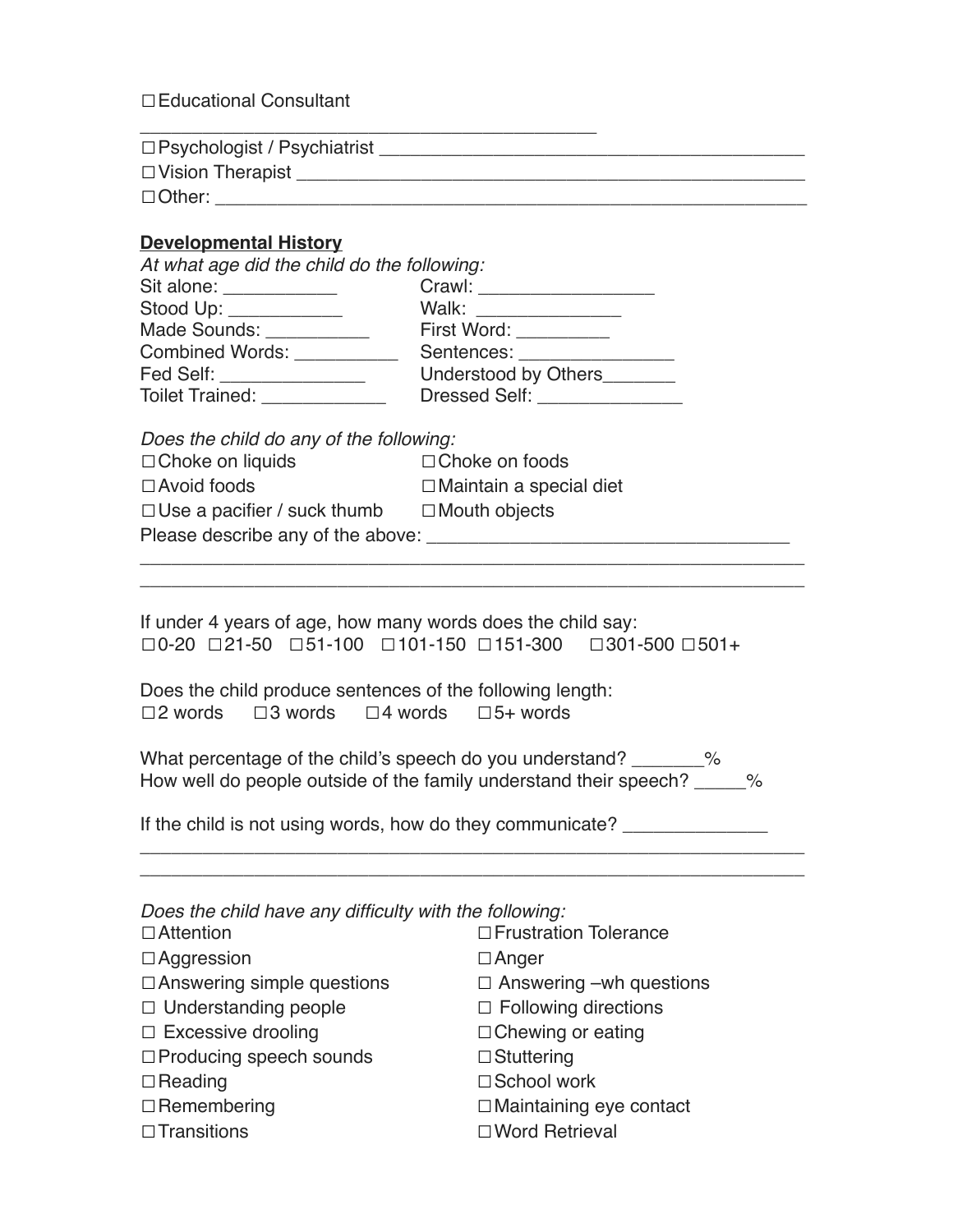☐ Educational Consultant

_______________________________________________

☐ Psychologist / Psychiatrist ___________________________________________

☐ Vision Therapist ___________________________________________________

☐ Other: ___________________________________________________________

**Developmental History**

*At what age did the child do the following:*

Sit alone: ___________ Crawl: _________________

Stood Up: ___________ Walk: ______________

Made Sounds: __________ First Word: _________

Combined Words: __________ Sentences: _______________

Fed Self: ______________ Understood by Others_______

Toilet Trained: ____________ Dressed Self: ______________

*Does the child do any of the following:*

☐ Choke on liquids ☐ Choke on foods

☐ Avoid foods ☐ Maintain a special diet

☐ Use a pacifier / suck thumb ☐ Mouth objects

Please describe any of the above: ____________________________________

_________________________________________________________________

_________________________________________________________________

If under 4 years of age, how many words does the child say:

☐ 0-20 ☐ 21-50 ☐ 51-100 ☐ 101-150 ☐ 151-300 ☐ 301-500 ☐ 501+

Does the child produce sentences of the following length:

☐ 2 words ☐ 3 words ☐ 4 words ☐ 5+ words

What percentage of the child's speech do you understand? _______%

How well do people outside of the family understand their speech? _____%

If the child is not using words, how do they communicate? ______________

_________________________________________________________________

_________________________________________________________________

*Does the child have any difficulty with the following:*

☐ Attention ☐ Frustration Tolerance

☐ Aggression ☐ Anger

☐ Answering simple questions ☐ Answering –wh questions

☐ Understanding people ☐ Following directions

☐ Excessive drooling ☐ Chewing or eating

☐ Producing speech sounds ☐ Stuttering

☐ Reading ☐ School work

☐ Remembering ☐ Maintaining eye contact

☐ Transitions ☐ Word Retrieval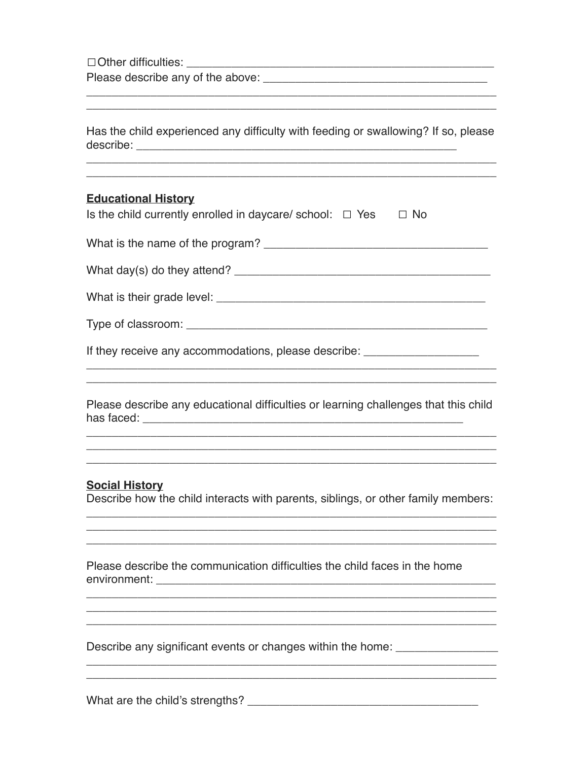☐ Other difficulties: ___________________________________________________

Please describe any of the above: ____________________________________

_____________________________________________________________________

_____________________________________________________________________

Has the child experienced any difficulty with feeding or swallowing? If so, please describe: ______________________________________________________

_____________________________________________________________________

_____________________________________________________________________

**<u>Educational History</u>**

Is the child currently enrolled in daycare/ school: ☐ Yes ☐ No

What is the name of the program? ____________________________________

What day(s) do they attend? _________________________________________

What is their grade level: _____________________________________________

Type of classroom: _________________________________________________

If they receive any accommodations, please describe: __________________

_____________________________________________________________________

_____________________________________________________________________

Please describe any educational difficulties or learning challenges that this child has faced: _______________________________________________________

_____________________________________________________________________

_____________________________________________________________________

_____________________________________________________________________

**<u>Social History</u>**

Describe how the child interacts with parents, siblings, or other family members:

_____________________________________________________________________

_____________________________________________________________________

_____________________________________________________________________

Please describe the communication difficulties the child faces in the home environment: ________________________________________________________

_____________________________________________________________________

_____________________________________________________________________

_____________________________________________________________________

Describe any significant events or changes within the home: ________________

_____________________________________________________________________

_____________________________________________________________________

What are the child's strengths? _______________________________________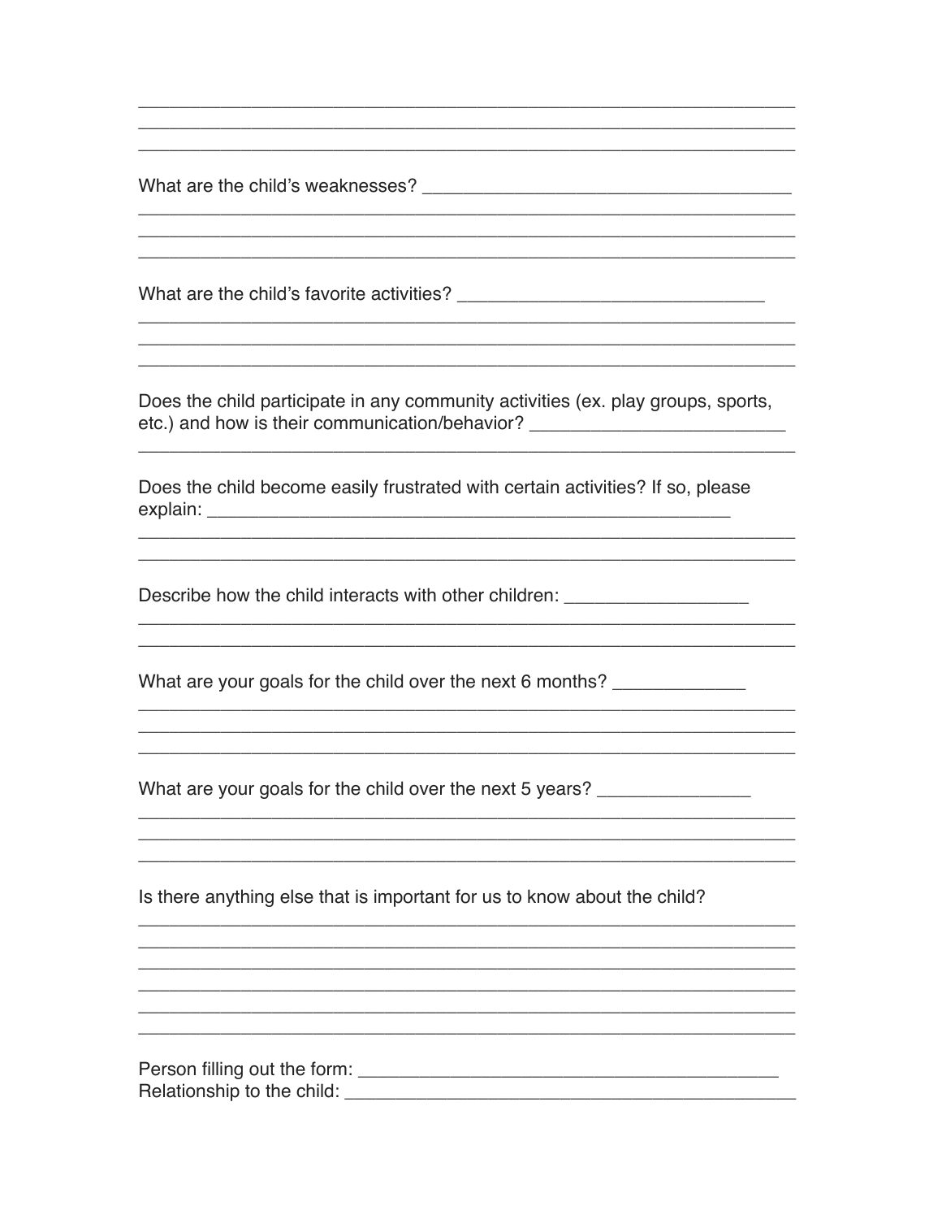______________________________________________________________
______________________________________________________________
______________________________________________________________

What are the child's weaknesses? ___________________________________
______________________________________________________________
______________________________________________________________
______________________________________________________________

What are the child's favorite activities? _____________________________
______________________________________________________________
______________________________________________________________
______________________________________________________________

Does the child participate in any community activities (ex. play groups, sports, etc.) and how is their communication/behavior? ________________________
______________________________________________________________

Does the child become easily frustrated with certain activities? If so, please explain: ____________________________________________________
______________________________________________________________
______________________________________________________________

Describe how the child interacts with other children: _________________
______________________________________________________________
______________________________________________________________

What are your goals for the child over the next 6 months? ____________
______________________________________________________________
______________________________________________________________
______________________________________________________________

What are your goals for the child over the next 5 years? ______________
______________________________________________________________
______________________________________________________________
______________________________________________________________

Is there anything else that is important for us to know about the child?
______________________________________________________________
______________________________________________________________
______________________________________________________________
______________________________________________________________
______________________________________________________________
______________________________________________________________

Person filling out the form: _________________________________________
Relationship to the child: ___________________________________________